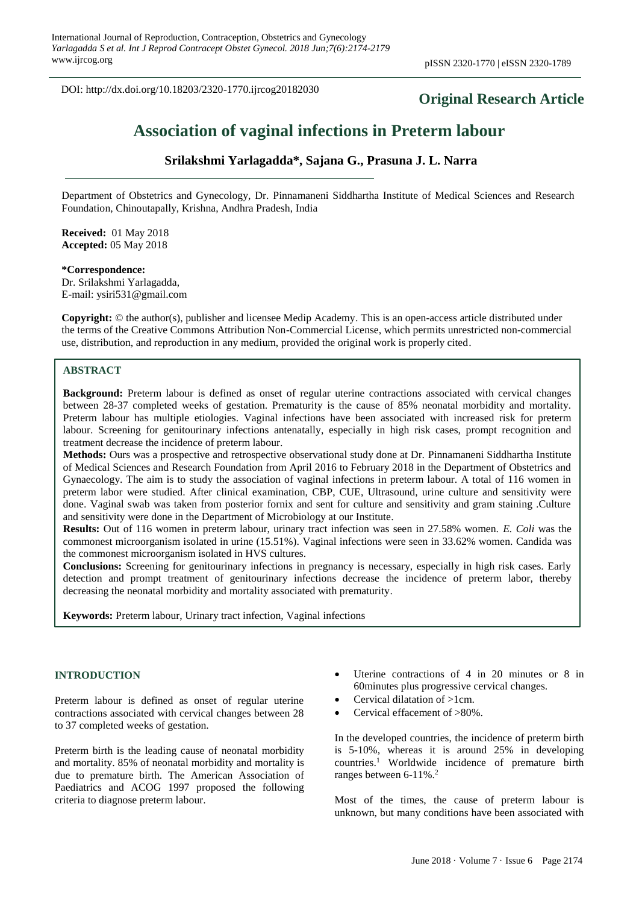DOI: http://dx.doi.org/10.18203/2320-1770.ijrcog20182030

**Original Research Article**

# Association of vaginal infections in Preterm labour

**Srilakshmi Yarlagadda\*, Sajana G., Prasuna J. L. Narra**

Department of Obstetrics and Gynecology, Dr. Pinnamaneni Siddhartha Institute of Medical Sciences and Research Foundation, Chinoutapally, Krishna, Andhra Pradesh, India

**Received:** 01 May 2018
**Accepted:** 05 May 2018

**\*Correspondence:**
Dr. Srilakshmi Yarlagadda,
E-mail: ysiri531@gmail.com

**Copyright:** © the author(s), publisher and licensee Medip Academy. This is an open-access article distributed under the terms of the Creative Commons Attribution Non-Commercial License, which permits unrestricted non-commercial use, distribution, and reproduction in any medium, provided the original work is properly cited.

## ABSTRACT

**Background:** Preterm labour is defined as onset of regular uterine contractions associated with cervical changes between 28-37 completed weeks of gestation. Prematurity is the cause of 85% neonatal morbidity and mortality. Preterm labour has multiple etiologies. Vaginal infections have been associated with increased risk for preterm labour. Screening for genitourinary infections antenatally, especially in high risk cases, prompt recognition and treatment decrease the incidence of preterm labour.

**Methods:** Ours was a prospective and retrospective observational study done at Dr. Pinnamaneni Siddhartha Institute of Medical Sciences and Research Foundation from April 2016 to February 2018 in the Department of Obstetrics and Gynaecology. The aim is to study the association of vaginal infections in preterm labour. A total of 116 women in preterm labor were studied. After clinical examination, CBP, CUE, Ultrasound, urine culture and sensitivity were done. Vaginal swab was taken from posterior fornix and sent for culture and sensitivity and gram staining .Culture and sensitivity were done in the Department of Microbiology at our Institute.

**Results:** Out of 116 women in preterm labour, urinary tract infection was seen in 27.58% women. *E. Coli* was the commonest microorganism isolated in urine (15.51%). Vaginal infections were seen in 33.62% women. Candida was the commonest microorganism isolated in HVS cultures.

**Conclusions:** Screening for genitourinary infections in pregnancy is necessary, especially in high risk cases. Early detection and prompt treatment of genitourinary infections decrease the incidence of preterm labor, thereby decreasing the neonatal morbidity and mortality associated with prematurity.

**Keywords:** Preterm labour, Urinary tract infection, Vaginal infections

## INTRODUCTION

Preterm labour is defined as onset of regular uterine contractions associated with cervical changes between 28 to 37 completed weeks of gestation.

Preterm birth is the leading cause of neonatal morbidity and mortality. 85% of neonatal morbidity and mortality is due to premature birth. The American Association of Paediatrics and ACOG 1997 proposed the following criteria to diagnose preterm labour.

- Uterine contractions of 4 in 20 minutes or 8 in 60minutes plus progressive cervical changes.
- Cervical dilatation of >1cm.
- Cervical effacement of >80%.

In the developed countries, the incidence of preterm birth is 5-10%, whereas it is around 25% in developing countries.[1] Worldwide incidence of premature birth ranges between 6-11%.[2]

Most of the times, the cause of preterm labour is unknown, but many conditions have been associated with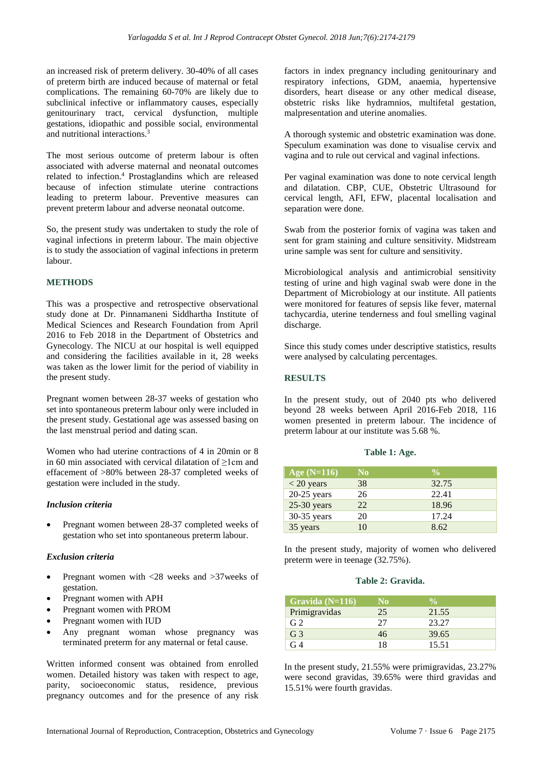an increased risk of preterm delivery. 30-40% of all cases of preterm birth are induced because of maternal or fetal complications. The remaining 60-70% are likely due to subclinical infective or inflammatory causes, especially genitourinary tract, cervical dysfunction, multiple gestations, idiopathic and possible social, environmental and nutritional interactions.[3]

The most serious outcome of preterm labour is often associated with adverse maternal and neonatal outcomes related to infection.[4] Prostaglandins which are released because of infection stimulate uterine contractions leading to preterm labour. Preventive measures can prevent preterm labour and adverse neonatal outcome.

So, the present study was undertaken to study the role of vaginal infections in preterm labour. The main objective is to study the association of vaginal infections in preterm labour.

## METHODS

This was a prospective and retrospective observational study done at Dr. Pinnamaneni Siddhartha Institute of Medical Sciences and Research Foundation from April 2016 to Feb 2018 in the Department of Obstetrics and Gynecology. The NICU at our hospital is well equipped and considering the facilities available in it, 28 weeks was taken as the lower limit for the period of viability in the present study.

Pregnant women between 28-37 weeks of gestation who set into spontaneous preterm labour only were included in the present study. Gestational age was assessed basing on the last menstrual period and dating scan.

Women who had uterine contractions of 4 in 20min or 8 in 60 min associated with cervical dilatation of ≥1cm and effacement of >80% between 28-37 completed weeks of gestation were included in the study.

### *Inclusion criteria*

- Pregnant women between 28-37 completed weeks of gestation who set into spontaneous preterm labour.

### *Exclusion criteria*

- Pregnant women with <28 weeks and >37weeks of gestation.
- Pregnant women with APH
- Pregnant women with PROM
- Pregnant women with IUD
- Any pregnant woman whose pregnancy was terminated preterm for any maternal or fetal cause.

Written informed consent was obtained from enrolled women. Detailed history was taken with respect to age, parity, socioeconomic status, residence, previous pregnancy outcomes and for the presence of any risk factors in index pregnancy including genitourinary and respiratory infections, GDM, anaemia, hypertensive disorders, heart disease or any other medical disease, obstetric risks like hydramnios, multifetal gestation, malpresentation and uterine anomalies.

A thorough systemic and obstetric examination was done. Speculum examination was done to visualise cervix and vagina and to rule out cervical and vaginal infections.

Per vaginal examination was done to note cervical length and dilatation. CBP, CUE, Obstetric Ultrasound for cervical length, AFI, EFW, placental localisation and separation were done.

Swab from the posterior fornix of vagina was taken and sent for gram staining and culture sensitivity. Midstream urine sample was sent for culture and sensitivity.

Microbiological analysis and antimicrobial sensitivity testing of urine and high vaginal swab were done in the Department of Microbiology at our institute. All patients were monitored for features of sepsis like fever, maternal tachycardia, uterine tenderness and foul smelling vaginal discharge.

Since this study comes under descriptive statistics, results were analysed by calculating percentages.

## RESULTS

In the present study, out of 2040 pts who delivered beyond 28 weeks between April 2016-Feb 2018, 116 women presented in preterm labour. The incidence of preterm labour at our institute was 5.68 %.

**Table 1: Age.**

| Age (N=116) | No | % |
|---|---|---|
| < 20 years | 38 | 32.75 |
| 20-25 years | 26 | 22.41 |
| 25-30 years | 22 | 18.96 |
| 30-35 years | 20 | 17.24 |
| 35 years | 10 | 8.62 |

In the present study, majority of women who delivered preterm were in teenage (32.75%).

**Table 2: Gravida.**

| Gravida (N=116) | No | % |
|---|---|---|
| Primigravidas | 25 | 21.55 |
| G 2 | 27 | 23.27 |
| G 3 | 46 | 39.65 |
| G 4 | 18 | 15.51 |

In the present study, 21.55% were primigravidas, 23.27% were second gravidas, 39.65% were third gravidas and 15.51% were fourth gravidas.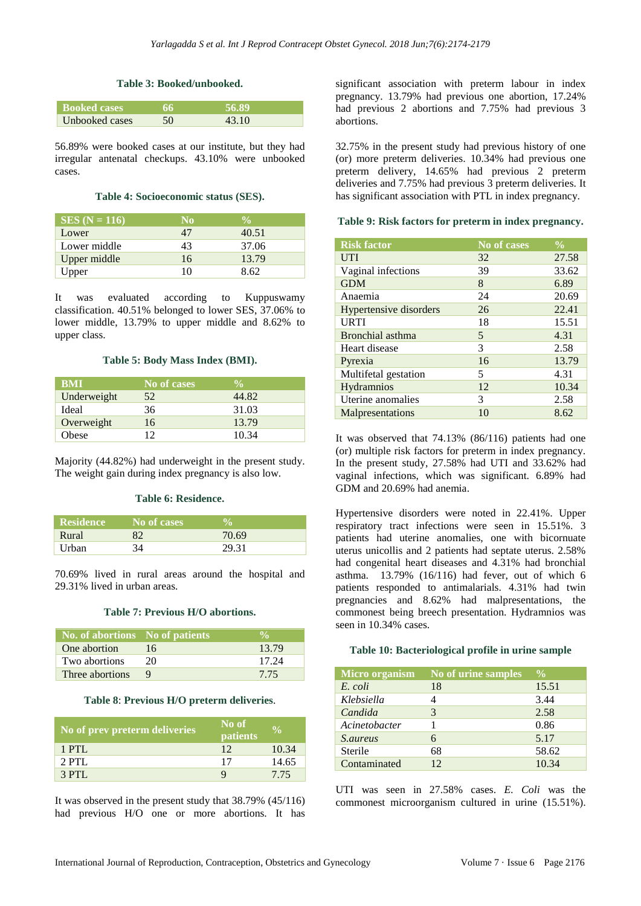**Table 3: Booked/unbooked.**

| Booked cases | 66 | 56.89 |
|---|---|---|
| Unbooked cases | 50 | 43.10 |

56.89% were booked cases at our institute, but they had irregular antenatal checkups. 43.10% were unbooked cases.

**Table 4: Socioeconomic status (SES).**

| SES (N = 116) | No | % |
|---|---|---|
| Lower | 47 | 40.51 |
| Lower middle | 43 | 37.06 |
| Upper middle | 16 | 13.79 |
| Upper | 10 | 8.62 |

It was evaluated according to Kuppuswamy classification. 40.51% belonged to lower SES, 37.06% to lower middle, 13.79% to upper middle and 8.62% to upper class.

**Table 5: Body Mass Index (BMI).**

| BMI | No of cases | % |
|---|---|---|
| Underweight | 52 | 44.82 |
| Ideal | 36 | 31.03 |
| Overweight | 16 | 13.79 |
| Obese | 12 | 10.34 |

Majority (44.82%) had underweight in the present study. The weight gain during index pregnancy is also low.

**Table 6: Residence.**

| Residence | No of cases | % |
|---|---|---|
| Rural | 82 | 70.69 |
| Urban | 34 | 29.31 |

70.69% lived in rural areas around the hospital and 29.31% lived in urban areas.

**Table 7: Previous H/O abortions.**

| No. of abortions | No of patients | % |
|---|---|---|
| One abortion | 16 | 13.79 |
| Two abortions | 20 | 17.24 |
| Three abortions | 9 | 7.75 |

**Table 8: Previous H/O preterm deliveries.**

| No of prev preterm deliveries | No of patients | % |
|---|---|---|
| 1 PTL | 12 | 10.34 |
| 2 PTL | 17 | 14.65 |
| 3 PTL | 9 | 7.75 |

It was observed in the present study that 38.79% (45/116) had previous H/O one or more abortions. It has significant association with preterm labour in index pregnancy. 13.79% had previous one abortion, 17.24% had previous 2 abortions and 7.75% had previous 3 abortions.

32.75% in the present study had previous history of one (or) more preterm deliveries. 10.34% had previous one preterm delivery, 14.65% had previous 2 preterm deliveries and 7.75% had previous 3 preterm deliveries. It has significant association with PTL in index pregnancy.

**Table 9: Risk factors for preterm in index pregnancy.**

| Risk factor | No of cases | % |
|---|---|---|
| UTI | 32 | 27.58 |
| Vaginal infections | 39 | 33.62 |
| GDM | 8 | 6.89 |
| Anaemia | 24 | 20.69 |
| Hypertensive disorders | 26 | 22.41 |
| URTI | 18 | 15.51 |
| Bronchial asthma | 5 | 4.31 |
| Heart disease | 3 | 2.58 |
| Pyrexia | 16 | 13.79 |
| Multifetal gestation | 5 | 4.31 |
| Hydramnios | 12 | 10.34 |
| Uterine anomalies | 3 | 2.58 |
| Malpresentations | 10 | 8.62 |

It was observed that 74.13% (86/116) patients had one (or) multiple risk factors for preterm in index pregnancy. In the present study, 27.58% had UTI and 33.62% had vaginal infections, which was significant. 6.89% had GDM and 20.69% had anemia.

Hypertensive disorders were noted in 22.41%. Upper respiratory tract infections were seen in 15.51%. 3 patients had uterine anomalies, one with bicornuate uterus unicollis and 2 patients had septate uterus. 2.58% had congenital heart diseases and 4.31% had bronchial asthma. 13.79% (16/116) had fever, out of which 6 patients responded to antimalarials. 4.31% had twin pregnancies and 8.62% had malpresentations, the commonest being breech presentation. Hydramnios was seen in 10.34% cases.

**Table 10: Bacteriological profile in urine sample**

| Micro organism | No of urine samples | % |
|---|---|---|
| *E. coli* | 18 | 15.51 |
| *Klebsiella* | 4 | 3.44 |
| *Candida* | 3 | 2.58 |
| *Acinetobacter* | 1 | 0.86 |
| *S.aureus* | 6 | 5.17 |
| Sterile | 68 | 58.62 |
| Contaminated | 12 | 10.34 |

UTI was seen in 27.58% cases. *E. Coli* was the commonest microorganism cultured in urine (15.51%).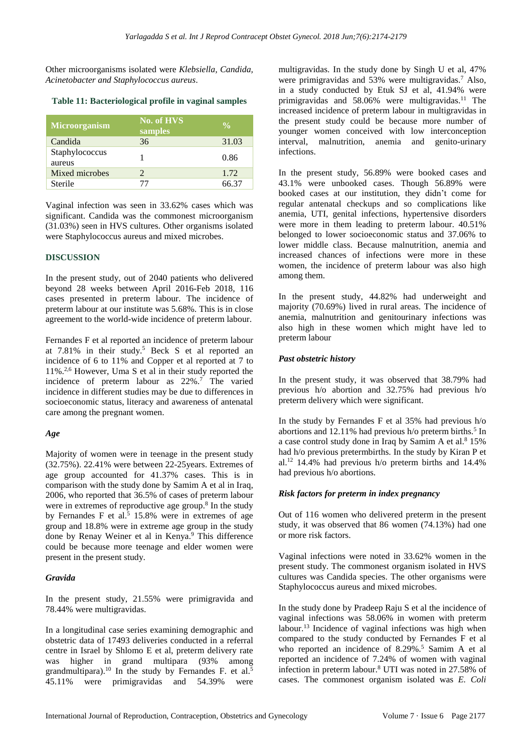Other microorganisms isolated were *Klebsiella, Candida, Acinetobacter and Staphylococcus aureus*.

**Table 11: Bacteriological profile in vaginal samples**

| Microorganism | No. of HVS samples | % |
|---|---|---|
| Candida | 36 | 31.03 |
| Staphylococcus aureus | 1 | 0.86 |
| Mixed microbes | 2 | 1.72 |
| Sterile | 77 | 66.37 |

Vaginal infection was seen in 33.62% cases which was significant. Candida was the commonest microorganism (31.03%) seen in HVS cultures. Other organisms isolated were Staphylococcus aureus and mixed microbes.

## DISCUSSION

In the present study, out of 2040 patients who delivered beyond 28 weeks between April 2016-Feb 2018, 116 cases presented in preterm labour. The incidence of preterm labour at our institute was 5.68%. This is in close agreement to the world-wide incidence of preterm labour.

Fernandes F et al reported an incidence of preterm labour at 7.81% in their study.[5] Beck S et al reported an incidence of 6 to 11% and Copper et al reported at 7 to 11%.[2,6] However, Uma S et al in their study reported the incidence of preterm labour as 22%.[7] The varied incidence in different studies may be due to differences in socioeconomic status, literacy and awareness of antenatal care among the pregnant women.

### *Age*

Majority of women were in teenage in the present study (32.75%). 22.41% were between 22-25years. Extremes of age group accounted for 41.37% cases. This is in comparison with the study done by Samim A et al in Iraq, 2006, who reported that 36.5% of cases of preterm labour were in extremes of reproductive age group.[8] In the study by Fernandes F et al.[5] 15.8% were in extremes of age group and 18.8% were in extreme age group in the study done by Renay Weiner et al in Kenya.[9] This difference could be because more teenage and elder women were present in the present study.

### *Gravida*

In the present study, 21.55% were primigravida and 78.44% were multigravidas.

In a longitudinal case series examining demographic and obstetric data of 17493 deliveries conducted in a referral centre in Israel by Shlomo E et al, preterm delivery rate was higher in grand multipara (93% among grandmultipara).[10] In the study by Fernandes F. et al.[5] 45.11% were primigravidas and 54.39% were multigravidas. In the study done by Singh U et al, 47% were primigravidas and 53% were multigravidas.[7] Also, in a study conducted by Etuk SJ et al, 41.94% were primigravidas and 58.06% were multigravidas.[11] The increased incidence of preterm labour in multigravidas in the present study could be because more number of younger women conceived with low interconception interval, malnutrition, anemia and genito-urinary infections.

In the present study, 56.89% were booked cases and 43.1% were unbooked cases. Though 56.89% were booked cases at our institution, they didn't come for regular antenatal checkups and so complications like anemia, UTI, genital infections, hypertensive disorders were more in them leading to preterm labour. 40.51% belonged to lower socioeconomic status and 37.06% to lower middle class. Because malnutrition, anemia and increased chances of infections were more in these women, the incidence of preterm labour was also high among them.

In the present study, 44.82% had underweight and majority (70.69%) lived in rural areas. The incidence of anemia, malnutrition and genitourinary infections was also high in these women which might have led to preterm labour

### *Past obstetric history*

In the present study, it was observed that 38.79% had previous h/o abortion and 32.75% had previous h/o preterm delivery which were significant.

In the study by Fernandes F et al 35% had previous h/o abortions and 12.11% had previous h/o preterm births.[5] In a case control study done in Iraq by Samim A et al.[8] 15% had h/o previous pretermbirths. In the study by Kiran P et al.[12] 14.4% had previous h/o preterm births and 14.4% had previous h/o abortions.

### *Risk factors for preterm in index pregnancy*

Out of 116 women who delivered preterm in the present study, it was observed that 86 women (74.13%) had one or more risk factors.

Vaginal infections were noted in 33.62% women in the present study. The commonest organism isolated in HVS cultures was Candida species. The other organisms were Staphylococcus aureus and mixed microbes.

In the study done by Pradeep Raju S et al the incidence of vaginal infections was 58.06% in women with preterm labour.[13] Incidence of vaginal infections was high when compared to the study conducted by Fernandes F et al who reported an incidence of 8.29%.[5] Samim A et al reported an incidence of 7.24% of women with vaginal infection in preterm labour.[8] UTI was noted in 27.58% of cases. The commonest organism isolated was *E. Coli*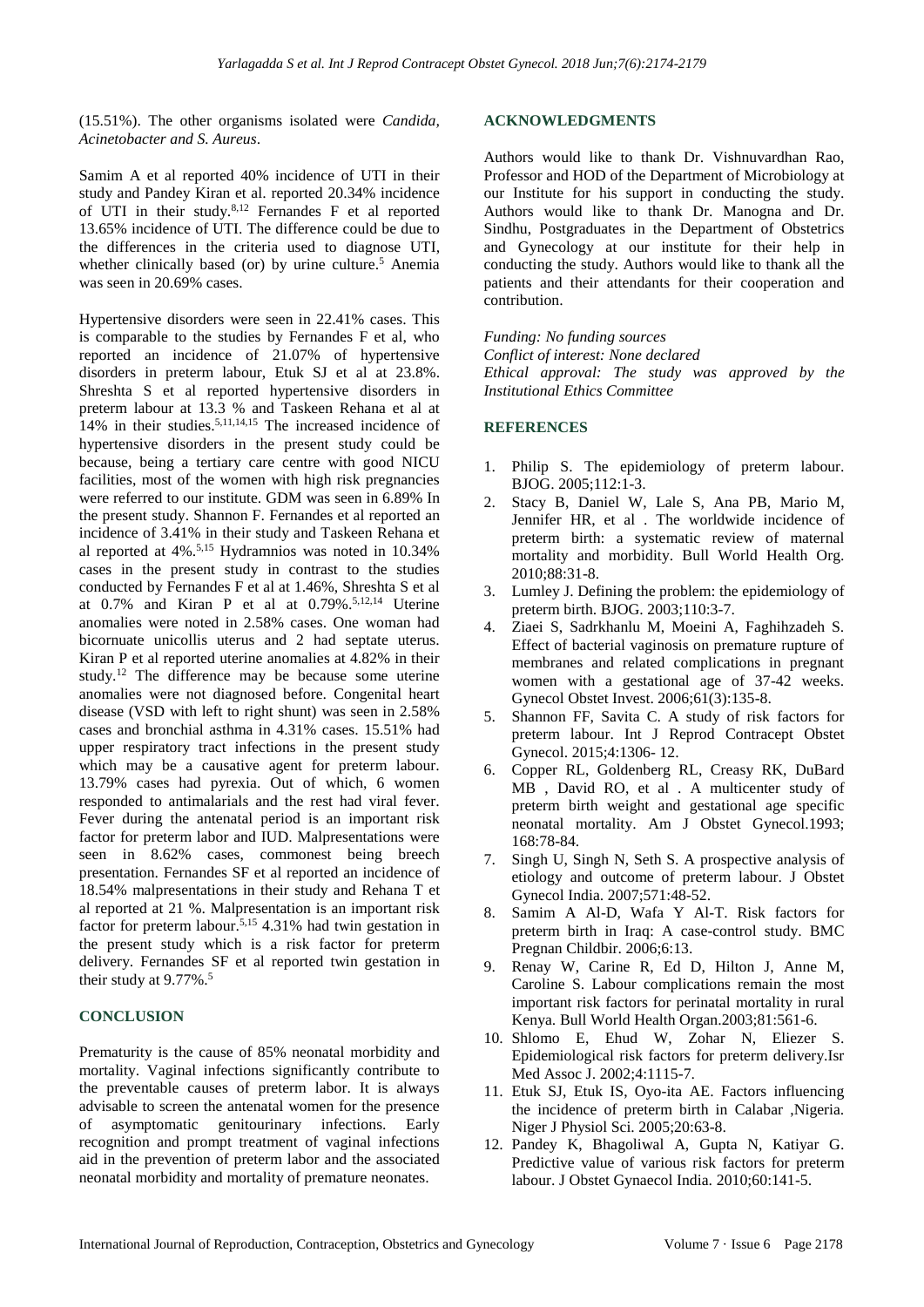(15.51%). The other organisms isolated were *Candida, Acinetobacter and S. Aureus*.

Samim A et al reported 40% incidence of UTI in their study and Pandey Kiran et al. reported 20.34% incidence of UTI in their study.[8,12] Fernandes F et al reported 13.65% incidence of UTI. The difference could be due to the differences in the criteria used to diagnose UTI, whether clinically based (or) by urine culture.[5] Anemia was seen in 20.69% cases.

Hypertensive disorders were seen in 22.41% cases. This is comparable to the studies by Fernandes F et al, who reported an incidence of 21.07% of hypertensive disorders in preterm labour, Etuk SJ et al at 23.8%. Shreshta S et al reported hypertensive disorders in preterm labour at 13.3 % and Taskeen Rehana et al at 14% in their studies.[5,11,14,15] The increased incidence of hypertensive disorders in the present study could be because, being a tertiary care centre with good NICU facilities, most of the women with high risk pregnancies were referred to our institute. GDM was seen in 6.89% In the present study. Shannon F. Fernandes et al reported an incidence of 3.41% in their study and Taskeen Rehana et al reported at 4%.[5,15] Hydramnios was noted in 10.34% cases in the present study in contrast to the studies conducted by Fernandes F et al at 1.46%, Shreshta S et al at 0.7% and Kiran P et al at 0.79%.[5,12,14] Uterine anomalies were noted in 2.58% cases. One woman had bicornuate unicollis uterus and 2 had septate uterus. Kiran P et al reported uterine anomalies at 4.82% in their study.[12] The difference may be because some uterine anomalies were not diagnosed before. Congenital heart disease (VSD with left to right shunt) was seen in 2.58% cases and bronchial asthma in 4.31% cases. 15.51% had upper respiratory tract infections in the present study which may be a causative agent for preterm labour. 13.79% cases had pyrexia. Out of which, 6 women responded to antimalarials and the rest had viral fever. Fever during the antenatal period is an important risk factor for preterm labor and IUD. Malpresentations were seen in 8.62% cases, commonest being breech presentation. Fernandes SF et al reported an incidence of 18.54% malpresentations in their study and Rehana T et al reported at 21 %. Malpresentation is an important risk factor for preterm labour.[5,15] 4.31% had twin gestation in the present study which is a risk factor for preterm delivery. Fernandes SF et al reported twin gestation in their study at 9.77%.[5]

## CONCLUSION

Prematurity is the cause of 85% neonatal morbidity and mortality. Vaginal infections significantly contribute to the preventable causes of preterm labor. It is always advisable to screen the antenatal women for the presence of asymptomatic genitourinary infections. Early recognition and prompt treatment of vaginal infections aid in the prevention of preterm labor and the associated neonatal morbidity and mortality of premature neonates.

## ACKNOWLEDGMENTS

Authors would like to thank Dr. Vishnuvardhan Rao, Professor and HOD of the Department of Microbiology at our Institute for his support in conducting the study. Authors would like to thank Dr. Manogna and Dr. Sindhu, Postgraduates in the Department of Obstetrics and Gynecology at our institute for their help in conducting the study. Authors would like to thank all the patients and their attendants for their cooperation and contribution.

*Funding: No funding sources*
*Conflict of interest: None declared*
*Ethical approval: The study was approved by the Institutional Ethics Committee*

## REFERENCES

1. Philip S. The epidemiology of preterm labour. BJOG. 2005;112:1-3.
2. Stacy B, Daniel W, Lale S, Ana PB, Mario M, Jennifer HR, et al . The worldwide incidence of preterm birth: a systematic review of maternal mortality and morbidity. Bull World Health Org. 2010;88:31-8.
3. Lumley J. Defining the problem: the epidemiology of preterm birth. BJOG. 2003;110:3-7.
4. Ziaei S, Sadrkhanlu M, Moeini A, Faghihzadeh S. Effect of bacterial vaginosis on premature rupture of membranes and related complications in pregnant women with a gestational age of 37-42 weeks. Gynecol Obstet Invest. 2006;61(3):135-8.
5. Shannon FF, Savita C. A study of risk factors for preterm labour. Int J Reprod Contracept Obstet Gynecol. 2015;4:1306- 12.
6. Copper RL, Goldenberg RL, Creasy RK, DuBard MB , David RO, et al . A multicenter study of preterm birth weight and gestational age specific neonatal mortality. Am J Obstet Gynecol.1993; 168:78-84.
7. Singh U, Singh N, Seth S. A prospective analysis of etiology and outcome of preterm labour. J Obstet Gynecol India. 2007;571:48-52.
8. Samim A Al-D, Wafa Y Al-T. Risk factors for preterm birth in Iraq: A case-control study. BMC Pregnan Childbir. 2006;6:13.
9. Renay W, Carine R, Ed D, Hilton J, Anne M, Caroline S. Labour complications remain the most important risk factors for perinatal mortality in rural Kenya. Bull World Health Organ.2003;81:561-6.
10. Shlomo E, Ehud W, Zohar N, Eliezer S. Epidemiological risk factors for preterm delivery.Isr Med Assoc J. 2002;4:1115-7.
11. Etuk SJ, Etuk IS, Oyo-ita AE. Factors influencing the incidence of preterm birth in Calabar ,Nigeria. Niger J Physiol Sci. 2005;20:63-8.
12. Pandey K, Bhagoliwal A, Gupta N, Katiyar G. Predictive value of various risk factors for preterm labour. J Obstet Gynaecol India. 2010;60:141-5.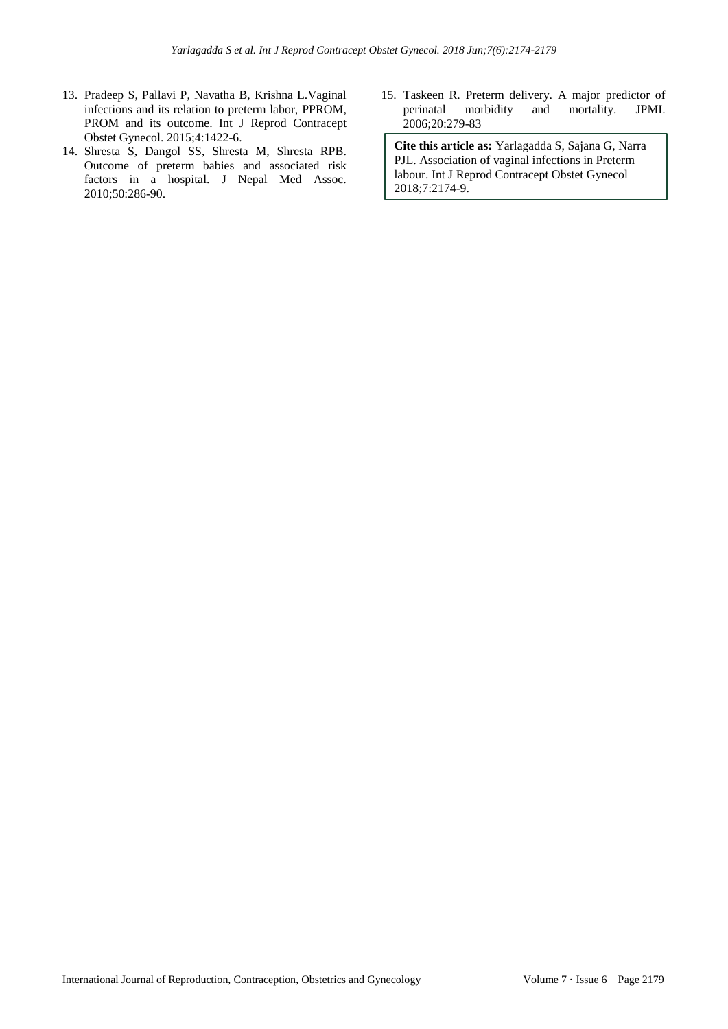13. Pradeep S, Pallavi P, Navatha B, Krishna L.Vaginal infections and its relation to preterm labor, PPROM, PROM and its outcome. Int J Reprod Contracept Obstet Gynecol. 2015;4:1422-6.
14. Shresta S, Dangol SS, Shresta M, Shresta RPB. Outcome of preterm babies and associated risk factors in a hospital. J Nepal Med Assoc. 2010;50:286-90.
15. Taskeen R. Preterm delivery. A major predictor of perinatal morbidity and mortality. JPMI. 2006;20:279-83

**Cite this article as:** Yarlagadda S, Sajana G, Narra PJL. Association of vaginal infections in Preterm labour. Int J Reprod Contracept Obstet Gynecol 2018;7:2174-9.